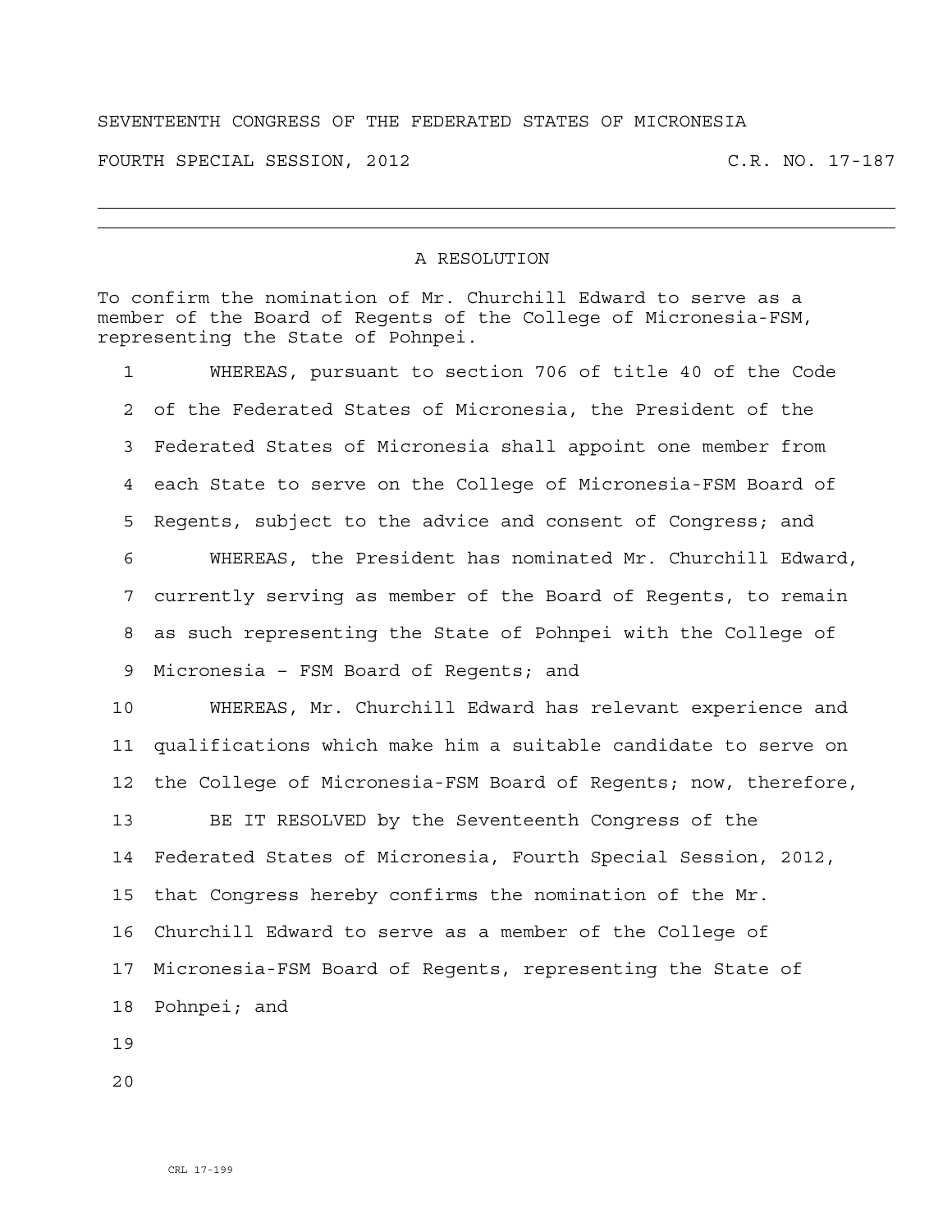SEVENTEENTH CONGRESS OF THE FEDERATED STATES OF MICRONESIA

FOURTH SPECIAL SESSION, 2012 C.R. NO. 17-187

---

# A RESOLUTION

To confirm the nomination of Mr. Churchill Edward to serve as a member of the Board of Regents of the College of Micronesia-FSM, representing the State of Pohnpei.

1 WHEREAS, pursuant to section 706 of title 40 of the Code
2 of the Federated States of Micronesia, the President of the
3 Federated States of Micronesia shall appoint one member from
4 each State to serve on the College of Micronesia-FSM Board of
5 Regents, subject to the advice and consent of Congress; and
6 WHEREAS, the President has nominated Mr. Churchill Edward,
7 currently serving as member of the Board of Regents, to remain
8 as such representing the State of Pohnpei with the College of
9 Micronesia – FSM Board of Regents; and
10 WHEREAS, Mr. Churchill Edward has relevant experience and
11 qualifications which make him a suitable candidate to serve on
12 the College of Micronesia-FSM Board of Regents; now, therefore,
13 BE IT RESOLVED by the Seventeenth Congress of the
14 Federated States of Micronesia, Fourth Special Session, 2012,
15 that Congress hereby confirms the nomination of the Mr.
16 Churchill Edward to serve as a member of the College of
17 Micronesia-FSM Board of Regents, representing the State of
18 Pohnpei; and
19
20

CRL 17-199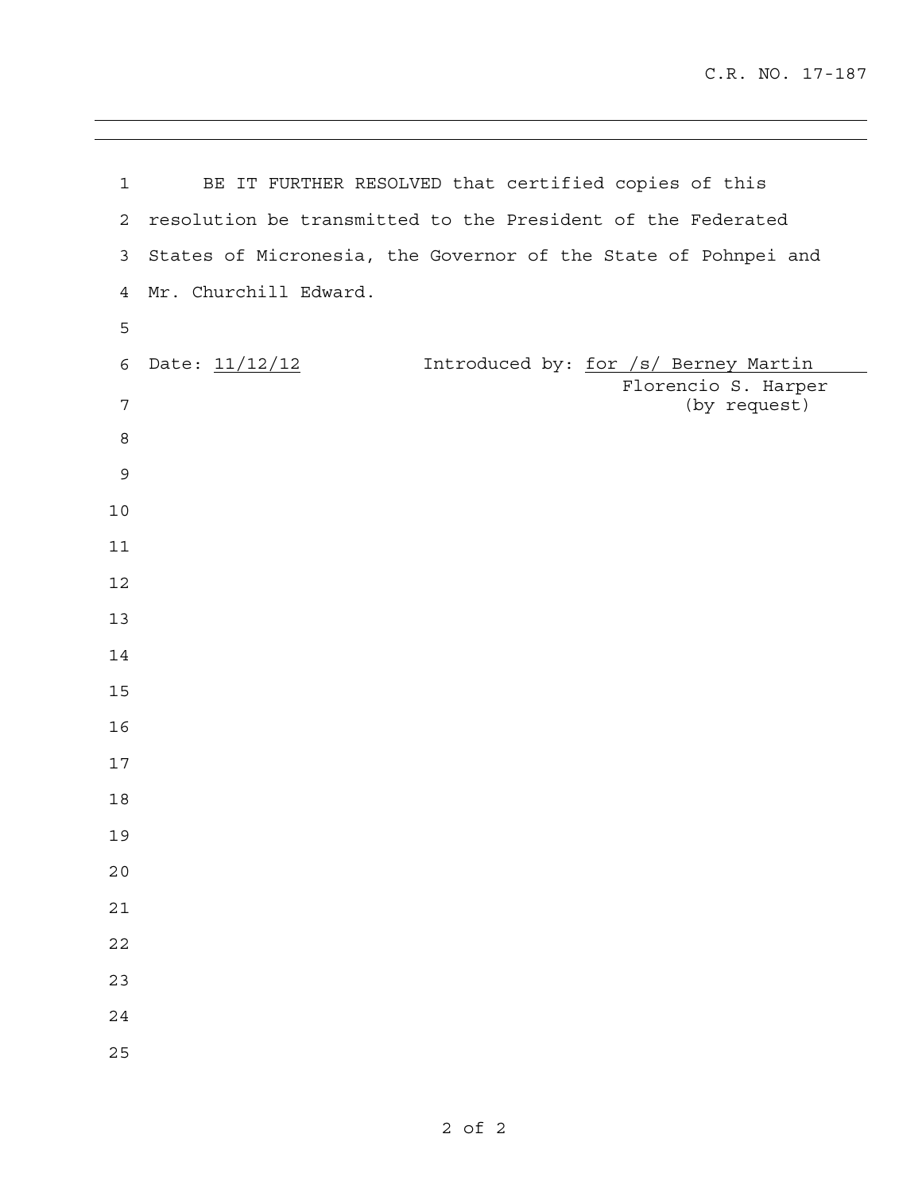BE IT FURTHER RESOLVED that certified copies of this resolution be transmitted to the President of the Federated States of Micronesia, the Governor of the State of Pohnpei and Mr. Churchill Edward.

Date: 11/12/12

Introduced by: for /s/ Berney Martin
Florencio S. Harper
(by request)